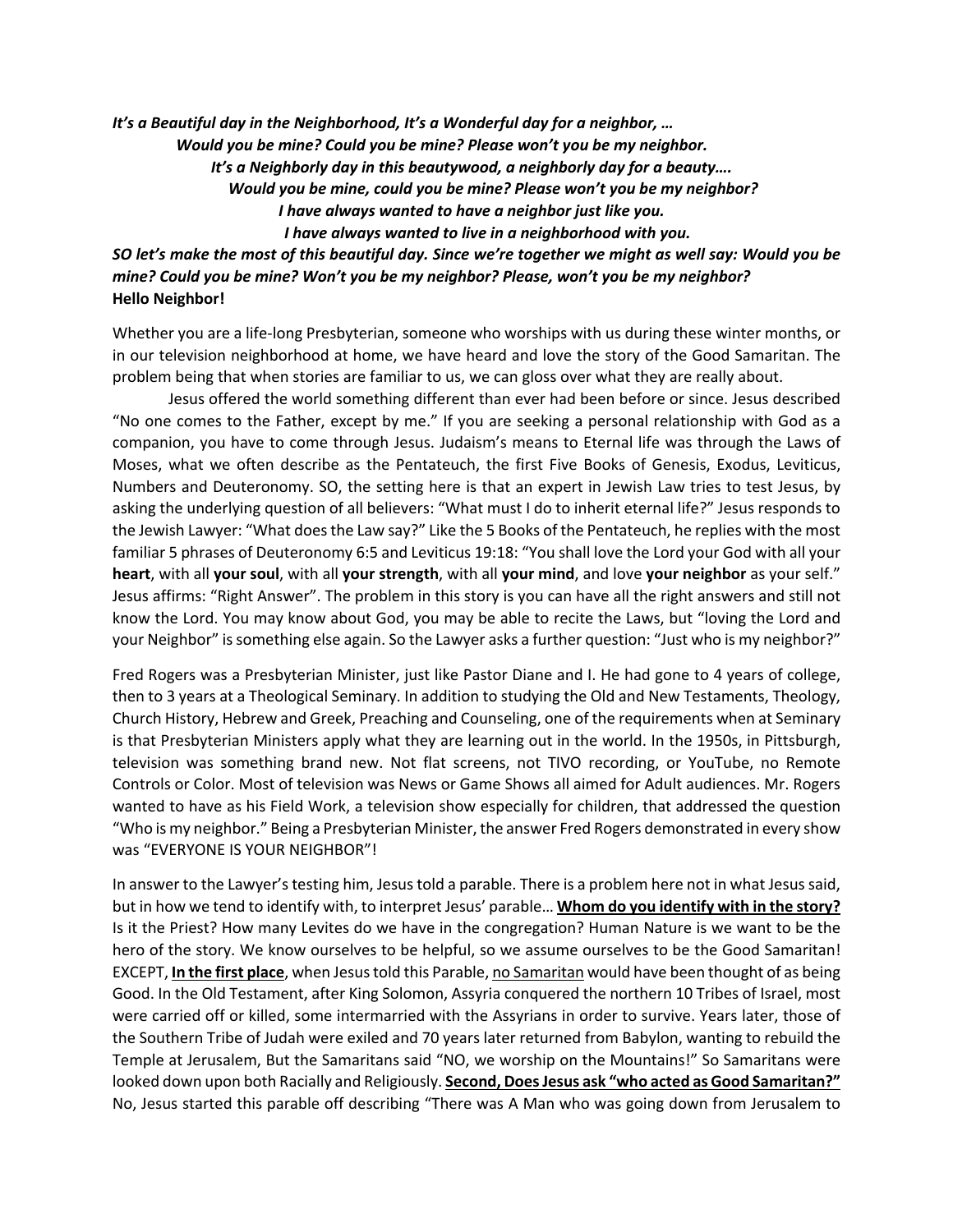***It's a Beautiful day in the Neighborhood, It's a Wonderful day for a neighbor, …***
***Would you be mine? Could you be mine? Please won't you be my neighbor.***
***It's a Neighborly day in this beautywood, a neighborly day for a beauty….***
***Would you be mine, could you be mine? Please won't you be my neighbor?***
***I have always wanted to have a neighbor just like you.***
***I have always wanted to live in a neighborhood with you.***
***SO let's make the most of this beautiful day. Since we're together we might as well say: Would you be mine? Could you be mine? Won't you be my neighbor? Please, won't you be my neighbor?***
**Hello Neighbor!**

Whether you are a life-long Presbyterian, someone who worships with us during these winter months, or in our television neighborhood at home, we have heard and love the story of the Good Samaritan. The problem being that when stories are familiar to us, we can gloss over what they are really about.

Jesus offered the world something different than ever had been before or since. Jesus described "No one comes to the Father, except by me." If you are seeking a personal relationship with God as a companion, you have to come through Jesus. Judaism's means to Eternal life was through the Laws of Moses, what we often describe as the Pentateuch, the first Five Books of Genesis, Exodus, Leviticus, Numbers and Deuteronomy. SO, the setting here is that an expert in Jewish Law tries to test Jesus, by asking the underlying question of all believers: "What must I do to inherit eternal life?" Jesus responds to the Jewish Lawyer: "What does the Law say?" Like the 5 Books of the Pentateuch, he replies with the most familiar 5 phrases of Deuteronomy 6:5 and Leviticus 19:18: "You shall love the Lord your God with all your **heart**, with all **your soul**, with all **your strength**, with all **your mind**, and love **your neighbor** as your self." Jesus affirms: "Right Answer". The problem in this story is you can have all the right answers and still not know the Lord. You may know about God, you may be able to recite the Laws, but "loving the Lord and your Neighbor" is something else again. So the Lawyer asks a further question: "Just who is my neighbor?"

Fred Rogers was a Presbyterian Minister, just like Pastor Diane and I. He had gone to 4 years of college, then to 3 years at a Theological Seminary. In addition to studying the Old and New Testaments, Theology, Church History, Hebrew and Greek, Preaching and Counseling, one of the requirements when at Seminary is that Presbyterian Ministers apply what they are learning out in the world. In the 1950s, in Pittsburgh, television was something brand new. Not flat screens, not TIVO recording, or YouTube, no Remote Controls or Color. Most of television was News or Game Shows all aimed for Adult audiences. Mr. Rogers wanted to have as his Field Work, a television show especially for children, that addressed the question "Who is my neighbor." Being a Presbyterian Minister, the answer Fred Rogers demonstrated in every show was "EVERYONE IS YOUR NEIGHBOR"!

In answer to the Lawyer's testing him, Jesus told a parable. There is a problem here not in what Jesus said, but in how we tend to identify with, to interpret Jesus' parable… **<u>Whom do you identify with in the story?</u>** Is it the Priest? How many Levites do we have in the congregation? Human Nature is we want to be the hero of the story. We know ourselves to be helpful, so we assume ourselves to be the Good Samaritan! EXCEPT, **<u>In the first place</u>**, when Jesus told this Parable, <u>no Samaritan</u> would have been thought of as being Good. In the Old Testament, after King Solomon, Assyria conquered the northern 10 Tribes of Israel, most were carried off or killed, some intermarried with the Assyrians in order to survive. Years later, those of the Southern Tribe of Judah were exiled and 70 years later returned from Babylon, wanting to rebuild the Temple at Jerusalem, But the Samaritans said "NO, we worship on the Mountains!" So Samaritans were looked down upon both Racially and Religiously. **<u>Second, Does Jesus ask "who acted as Good Samaritan?"</u>** No, Jesus started this parable off describing "There was A Man who was going down from Jerusalem to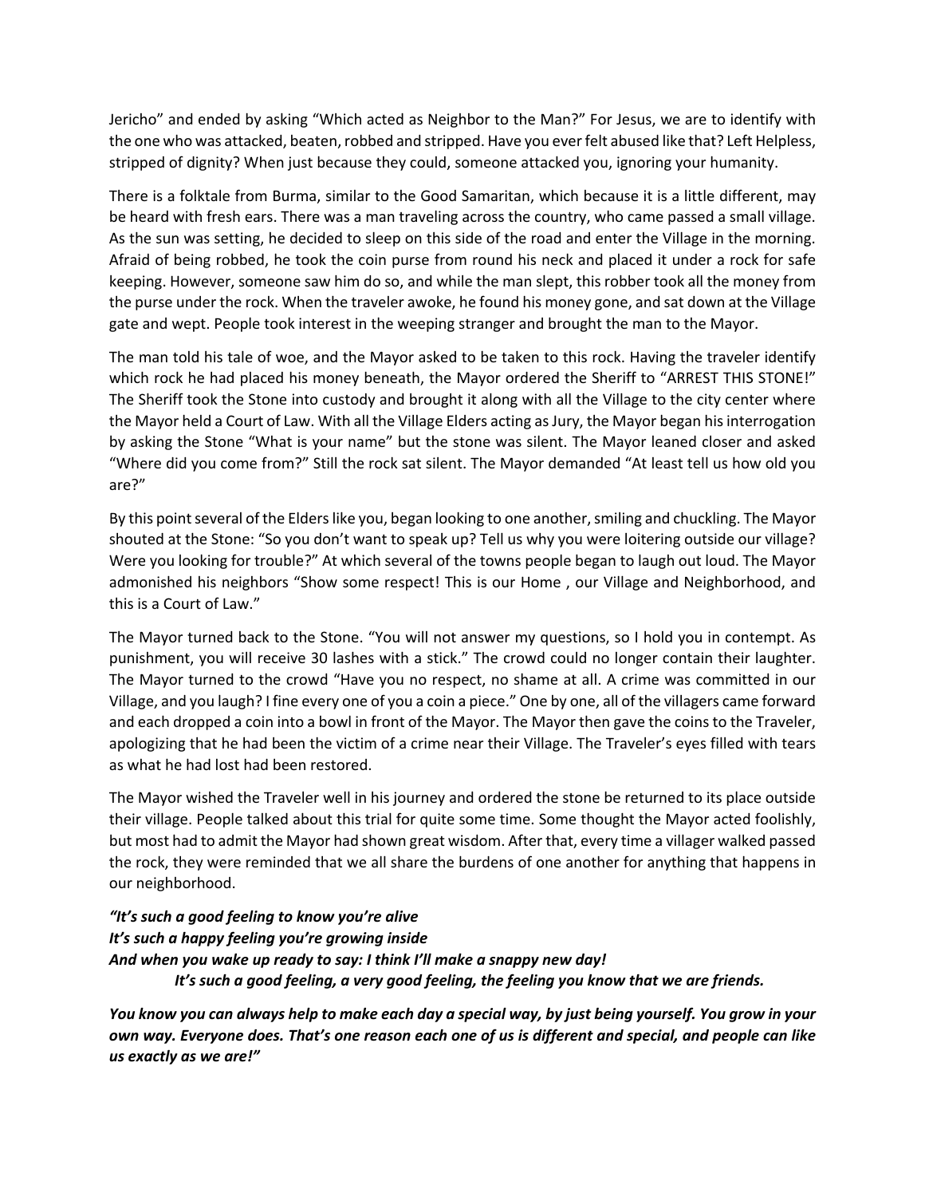Jericho" and ended by asking "Which acted as Neighbor to the Man?" For Jesus, we are to identify with the one who was attacked, beaten, robbed and stripped. Have you ever felt abused like that? Left Helpless, stripped of dignity? When just because they could, someone attacked you, ignoring your humanity.

There is a folktale from Burma, similar to the Good Samaritan, which because it is a little different, may be heard with fresh ears. There was a man traveling across the country, who came passed a small village. As the sun was setting, he decided to sleep on this side of the road and enter the Village in the morning. Afraid of being robbed, he took the coin purse from round his neck and placed it under a rock for safe keeping. However, someone saw him do so, and while the man slept, this robber took all the money from the purse under the rock. When the traveler awoke, he found his money gone, and sat down at the Village gate and wept. People took interest in the weeping stranger and brought the man to the Mayor.

The man told his tale of woe, and the Mayor asked to be taken to this rock. Having the traveler identify which rock he had placed his money beneath, the Mayor ordered the Sheriff to "ARREST THIS STONE!" The Sheriff took the Stone into custody and brought it along with all the Village to the city center where the Mayor held a Court of Law. With all the Village Elders acting as Jury, the Mayor began his interrogation by asking the Stone "What is your name" but the stone was silent. The Mayor leaned closer and asked "Where did you come from?" Still the rock sat silent. The Mayor demanded "At least tell us how old you are?"

By this point several of the Elders like you, began looking to one another, smiling and chuckling. The Mayor shouted at the Stone: "So you don't want to speak up? Tell us why you were loitering outside our village? Were you looking for trouble?" At which several of the towns people began to laugh out loud. The Mayor admonished his neighbors "Show some respect! This is our Home , our Village and Neighborhood, and this is a Court of Law."

The Mayor turned back to the Stone. "You will not answer my questions, so I hold you in contempt. As punishment, you will receive 30 lashes with a stick." The crowd could no longer contain their laughter. The Mayor turned to the crowd "Have you no respect, no shame at all. A crime was committed in our Village, and you laugh? I fine every one of you a coin a piece." One by one, all of the villagers came forward and each dropped a coin into a bowl in front of the Mayor. The Mayor then gave the coins to the Traveler, apologizing that he had been the victim of a crime near their Village. The Traveler's eyes filled with tears as what he had lost had been restored.

The Mayor wished the Traveler well in his journey and ordered the stone be returned to its place outside their village. People talked about this trial for quite some time. Some thought the Mayor acted foolishly, but most had to admit the Mayor had shown great wisdom. After that, every time a villager walked passed the rock, they were reminded that we all share the burdens of one another for anything that happens in our neighborhood.

***"It's such a good feeling to know you're alive***
***It's such a happy feeling you're growing inside***
***And when you wake up ready to say: I think I'll make a snappy new day!***
***It's such a good feeling, a very good feeling, the feeling you know that we are friends.***

***You know you can always help to make each day a special way, by just being yourself. You grow in your own way. Everyone does. That's one reason each one of us is different and special, and people can like us exactly as we are!"***